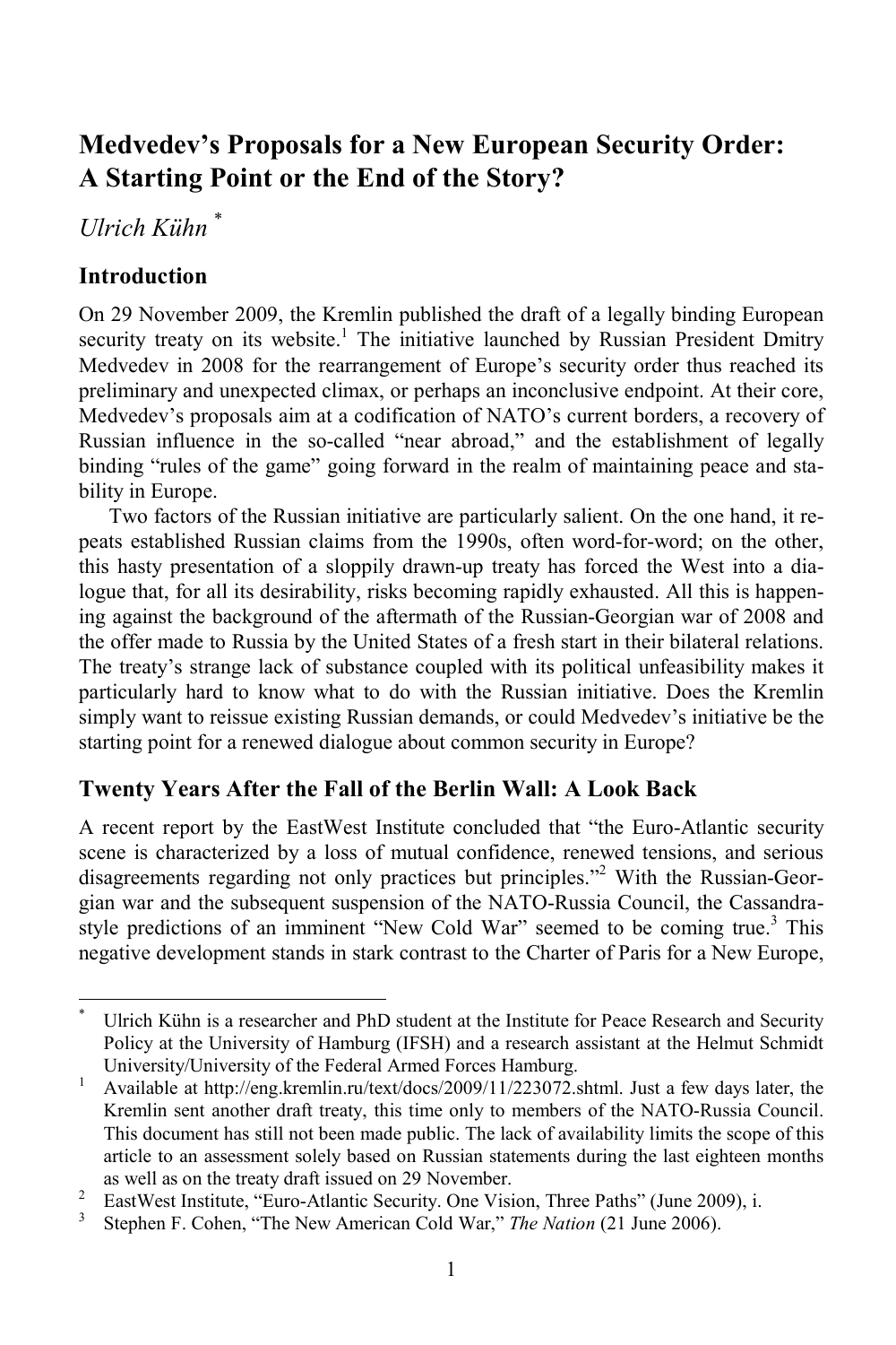# Medvedev's Proposals for a New European Security Order: A Starting Point or the End of the Story?

*Ulrich Kühn* [*]

## Introduction

On 29 November 2009, the Kremlin published the draft of a legally binding European security treaty on its website.[1] The initiative launched by Russian President Dmitry Medvedev in 2008 for the rearrangement of Europe's security order thus reached its preliminary and unexpected climax, or perhaps an inconclusive endpoint. At their core, Medvedev's proposals aim at a codification of NATO's current borders, a recovery of Russian influence in the so-called "near abroad," and the establishment of legally binding "rules of the game" going forward in the realm of maintaining peace and stability in Europe.

Two factors of the Russian initiative are particularly salient. On the one hand, it repeats established Russian claims from the 1990s, often word-for-word; on the other, this hasty presentation of a sloppily drawn-up treaty has forced the West into a dialogue that, for all its desirability, risks becoming rapidly exhausted. All this is happening against the background of the aftermath of the Russian-Georgian war of 2008 and the offer made to Russia by the United States of a fresh start in their bilateral relations. The treaty's strange lack of substance coupled with its political unfeasibility makes it particularly hard to know what to do with the Russian initiative. Does the Kremlin simply want to reissue existing Russian demands, or could Medvedev's initiative be the starting point for a renewed dialogue about common security in Europe?

## Twenty Years After the Fall of the Berlin Wall: A Look Back

A recent report by the EastWest Institute concluded that "the Euro-Atlantic security scene is characterized by a loss of mutual confidence, renewed tensions, and serious disagreements regarding not only practices but principles."[2] With the Russian-Georgian war and the subsequent suspension of the NATO-Russia Council, the Cassandra-style predictions of an imminent "New Cold War" seemed to be coming true.[3] This negative development stands in stark contrast to the Charter of Paris for a New Europe,

---

[*] Ulrich Kühn is a researcher and PhD student at the Institute for Peace Research and Security Policy at the University of Hamburg (IFSH) and a research assistant at the Helmut Schmidt University/University of the Federal Armed Forces Hamburg.

[1] Available at http://eng.kremlin.ru/text/docs/2009/11/223072.shtml. Just a few days later, the Kremlin sent another draft treaty, this time only to members of the NATO-Russia Council. This document has still not been made public. The lack of availability limits the scope of this article to an assessment solely based on Russian statements during the last eighteen months as well as on the treaty draft issued on 29 November.

[2] EastWest Institute, "Euro-Atlantic Security. One Vision, Three Paths" (June 2009), i.

[3] Stephen F. Cohen, "The New American Cold War," *The Nation* (21 June 2006).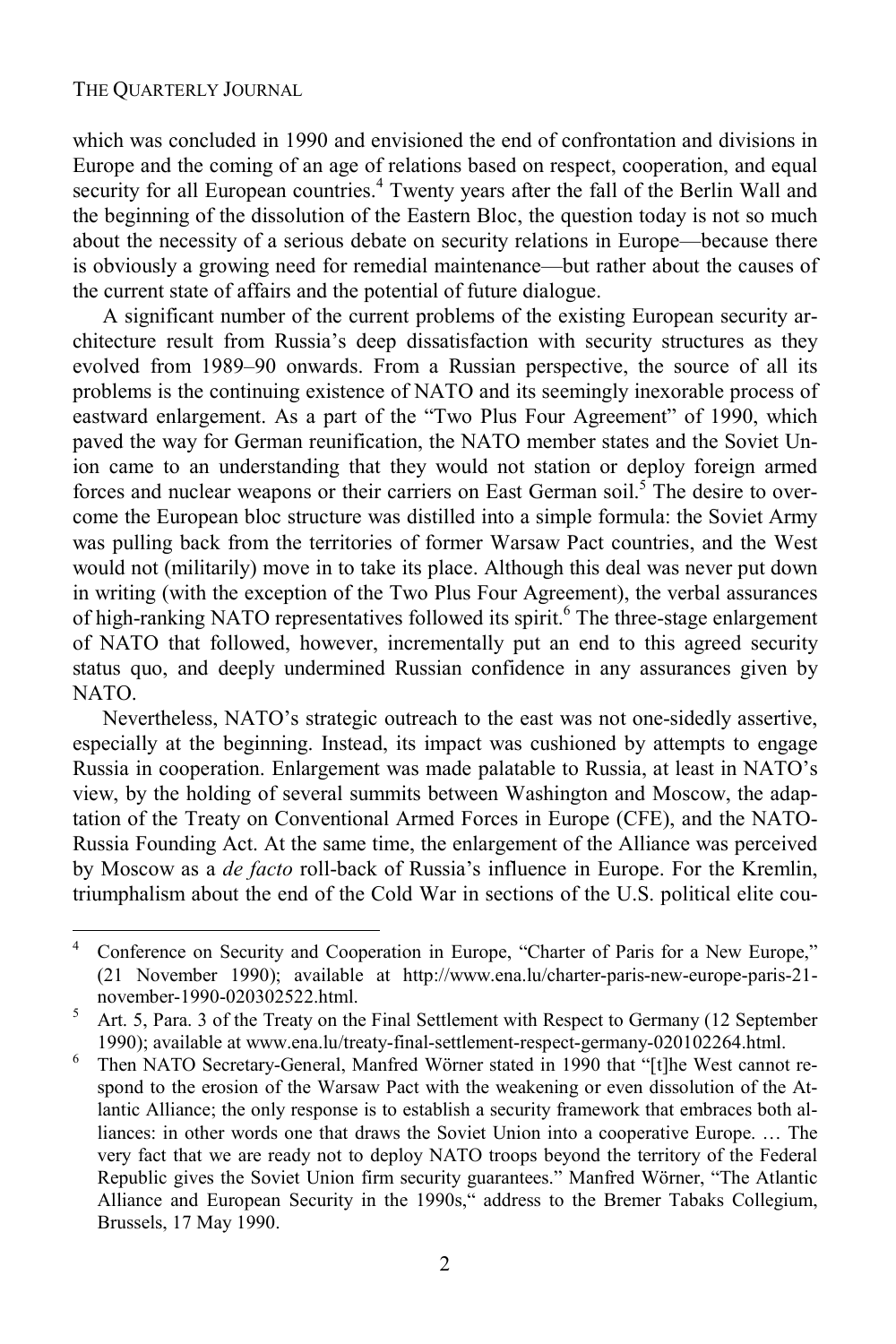which was concluded in 1990 and envisioned the end of confrontation and divisions in Europe and the coming of an age of relations based on respect, cooperation, and equal security for all European countries.[4] Twenty years after the fall of the Berlin Wall and the beginning of the dissolution of the Eastern Bloc, the question today is not so much about the necessity of a serious debate on security relations in Europe—because there is obviously a growing need for remedial maintenance—but rather about the causes of the current state of affairs and the potential of future dialogue.

A significant number of the current problems of the existing European security architecture result from Russia's deep dissatisfaction with security structures as they evolved from 1989–90 onwards. From a Russian perspective, the source of all its problems is the continuing existence of NATO and its seemingly inexorable process of eastward enlargement. As a part of the "Two Plus Four Agreement" of 1990, which paved the way for German reunification, the NATO member states and the Soviet Union came to an understanding that they would not station or deploy foreign armed forces and nuclear weapons or their carriers on East German soil.[5] The desire to overcome the European bloc structure was distilled into a simple formula: the Soviet Army was pulling back from the territories of former Warsaw Pact countries, and the West would not (militarily) move in to take its place. Although this deal was never put down in writing (with the exception of the Two Plus Four Agreement), the verbal assurances of high-ranking NATO representatives followed its spirit.[6] The three-stage enlargement of NATO that followed, however, incrementally put an end to this agreed security status quo, and deeply undermined Russian confidence in any assurances given by NATO.

Nevertheless, NATO's strategic outreach to the east was not one-sidedly assertive, especially at the beginning. Instead, its impact was cushioned by attempts to engage Russia in cooperation. Enlargement was made palatable to Russia, at least in NATO's view, by the holding of several summits between Washington and Moscow, the adaptation of the Treaty on Conventional Armed Forces in Europe (CFE), and the NATO-Russia Founding Act. At the same time, the enlargement of the Alliance was perceived by Moscow as a *de facto* roll-back of Russia's influence in Europe. For the Kremlin, triumphalism about the end of the Cold War in sections of the U.S. political elite cou-

---

[4] Conference on Security and Cooperation in Europe, "Charter of Paris for a New Europe," (21 November 1990); available at http://www.ena.lu/charter-paris-new-europe-paris-21-november-1990-020302522.html.

[5] Art. 5, Para. 3 of the Treaty on the Final Settlement with Respect to Germany (12 September 1990); available at www.ena.lu/treaty-final-settlement-respect-germany-020102264.html.

[6] Then NATO Secretary-General, Manfred Wörner stated in 1990 that "[t]he West cannot respond to the erosion of the Warsaw Pact with the weakening or even dissolution of the Atlantic Alliance; the only response is to establish a security framework that embraces both alliances: in other words one that draws the Soviet Union into a cooperative Europe. … The very fact that we are ready not to deploy NATO troops beyond the territory of the Federal Republic gives the Soviet Union firm security guarantees." Manfred Wörner, "The Atlantic Alliance and European Security in the 1990s," address to the Bremer Tabaks Collegium, Brussels, 17 May 1990.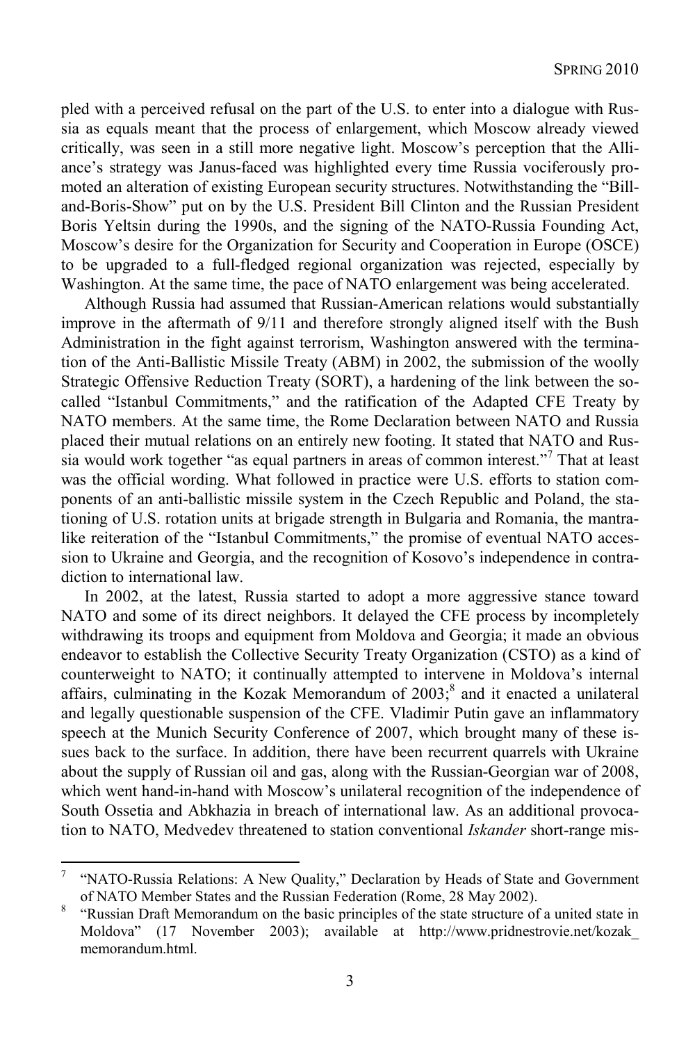pled with a perceived refusal on the part of the U.S. to enter into a dialogue with Russia as equals meant that the process of enlargement, which Moscow already viewed critically, was seen in a still more negative light. Moscow's perception that the Alliance's strategy was Janus-faced was highlighted every time Russia vociferously promoted an alteration of existing European security structures. Notwithstanding the "Bill-and-Boris-Show" put on by the U.S. President Bill Clinton and the Russian President Boris Yeltsin during the 1990s, and the signing of the NATO-Russia Founding Act, Moscow's desire for the Organization for Security and Cooperation in Europe (OSCE) to be upgraded to a full-fledged regional organization was rejected, especially by Washington. At the same time, the pace of NATO enlargement was being accelerated.

Although Russia had assumed that Russian-American relations would substantially improve in the aftermath of 9/11 and therefore strongly aligned itself with the Bush Administration in the fight against terrorism, Washington answered with the termination of the Anti-Ballistic Missile Treaty (ABM) in 2002, the submission of the woolly Strategic Offensive Reduction Treaty (SORT), a hardening of the link between the so-called "Istanbul Commitments," and the ratification of the Adapted CFE Treaty by NATO members. At the same time, the Rome Declaration between NATO and Russia placed their mutual relations on an entirely new footing. It stated that NATO and Russia would work together "as equal partners in areas of common interest."[7] That at least was the official wording. What followed in practice were U.S. efforts to station components of an anti-ballistic missile system in the Czech Republic and Poland, the stationing of U.S. rotation units at brigade strength in Bulgaria and Romania, the mantra-like reiteration of the "Istanbul Commitments," the promise of eventual NATO accession to Ukraine and Georgia, and the recognition of Kosovo's independence in contradiction to international law.

In 2002, at the latest, Russia started to adopt a more aggressive stance toward NATO and some of its direct neighbors. It delayed the CFE process by incompletely withdrawing its troops and equipment from Moldova and Georgia; it made an obvious endeavor to establish the Collective Security Treaty Organization (CSTO) as a kind of counterweight to NATO; it continually attempted to intervene in Moldova's internal affairs, culminating in the Kozak Memorandum of 2003;[8] and it enacted a unilateral and legally questionable suspension of the CFE. Vladimir Putin gave an inflammatory speech at the Munich Security Conference of 2007, which brought many of these issues back to the surface. In addition, there have been recurrent quarrels with Ukraine about the supply of Russian oil and gas, along with the Russian-Georgian war of 2008, which went hand-in-hand with Moscow's unilateral recognition of the independence of South Ossetia and Abkhazia in breach of international law. As an additional provocation to NATO, Medvedev threatened to station conventional *Iskander* short-range mis-

---

[7] "NATO-Russia Relations: A New Quality," Declaration by Heads of State and Government of NATO Member States and the Russian Federation (Rome, 28 May 2002).

[8] "Russian Draft Memorandum on the basic principles of the state structure of a united state in Moldova" (17 November 2003); available at http://www.pridnestrovie.net/kozak_memorandum.html.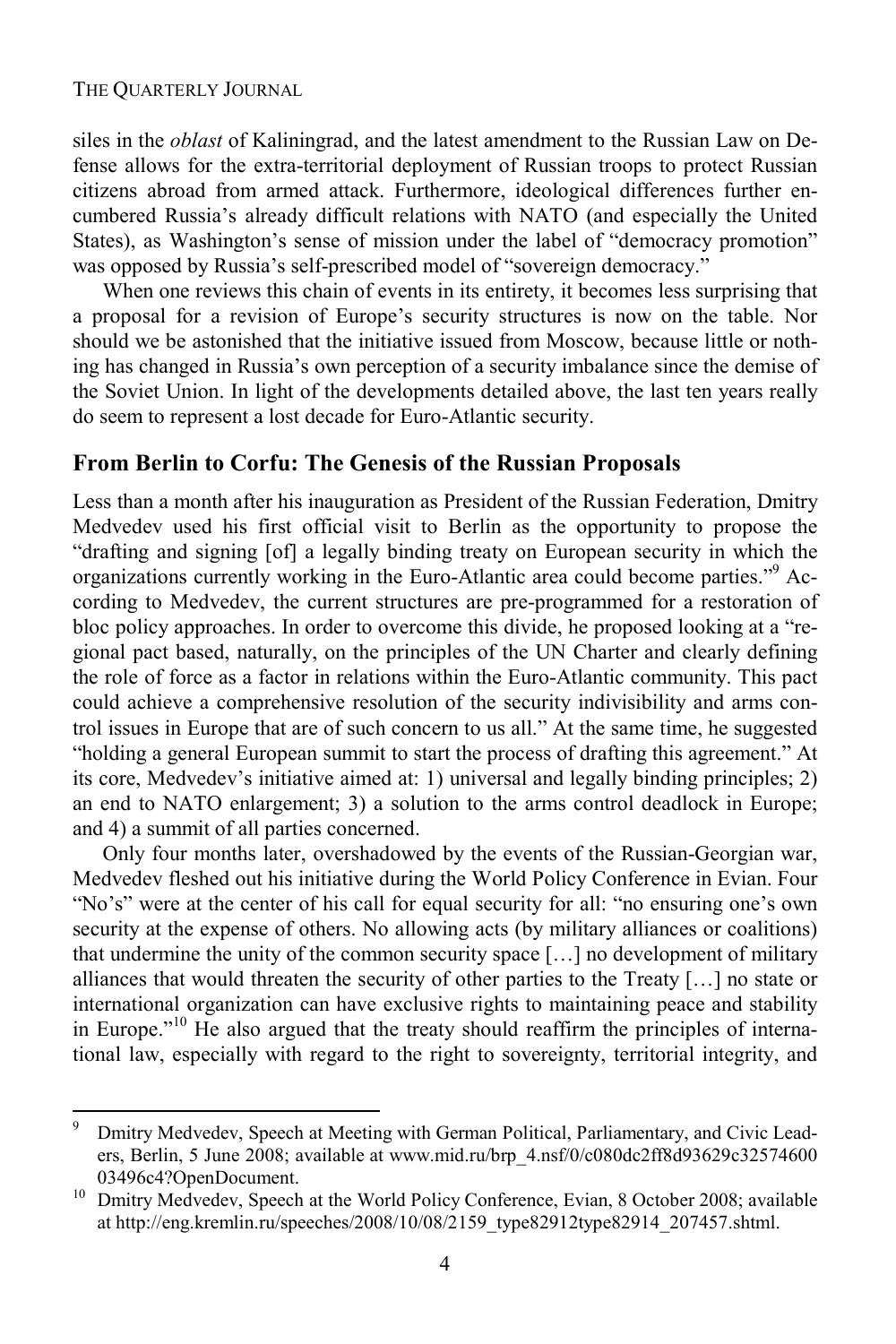siles in the *oblast* of Kaliningrad, and the latest amendment to the Russian Law on Defense allows for the extra-territorial deployment of Russian troops to protect Russian citizens abroad from armed attack. Furthermore, ideological differences further encumbered Russia's already difficult relations with NATO (and especially the United States), as Washington's sense of mission under the label of "democracy promotion" was opposed by Russia's self-prescribed model of "sovereign democracy."

When one reviews this chain of events in its entirety, it becomes less surprising that a proposal for a revision of Europe's security structures is now on the table. Nor should we be astonished that the initiative issued from Moscow, because little or nothing has changed in Russia's own perception of a security imbalance since the demise of the Soviet Union. In light of the developments detailed above, the last ten years really do seem to represent a lost decade for Euro-Atlantic security.

## From Berlin to Corfu: The Genesis of the Russian Proposals

Less than a month after his inauguration as President of the Russian Federation, Dmitry Medvedev used his first official visit to Berlin as the opportunity to propose the "drafting and signing [of] a legally binding treaty on European security in which the organizations currently working in the Euro-Atlantic area could become parties."[9] According to Medvedev, the current structures are pre-programmed for a restoration of bloc policy approaches. In order to overcome this divide, he proposed looking at a "regional pact based, naturally, on the principles of the UN Charter and clearly defining the role of force as a factor in relations within the Euro-Atlantic community. This pact could achieve a comprehensive resolution of the security indivisibility and arms control issues in Europe that are of such concern to us all." At the same time, he suggested "holding a general European summit to start the process of drafting this agreement." At its core, Medvedev's initiative aimed at: 1) universal and legally binding principles; 2) an end to NATO enlargement; 3) a solution to the arms control deadlock in Europe; and 4) a summit of all parties concerned.

Only four months later, overshadowed by the events of the Russian-Georgian war, Medvedev fleshed out his initiative during the World Policy Conference in Evian. Four "No's" were at the center of his call for equal security for all: "no ensuring one's own security at the expense of others. No allowing acts (by military alliances or coalitions) that undermine the unity of the common security space […] no development of military alliances that would threaten the security of other parties to the Treaty […] no state or international organization can have exclusive rights to maintaining peace and stability in Europe."[10] He also argued that the treaty should reaffirm the principles of international law, especially with regard to the right to sovereignty, territorial integrity, and

---

[9] Dmitry Medvedev, Speech at Meeting with German Political, Parliamentary, and Civic Leaders, Berlin, 5 June 2008; available at www.mid.ru/brp_4.nsf/0/c080dc2ff8d93629c3257460003496c4?OpenDocument.

[10] Dmitry Medvedev, Speech at the World Policy Conference, Evian, 8 October 2008; available at http://eng.kremlin.ru/speeches/2008/10/08/2159_type82912type82914_207457.shtml.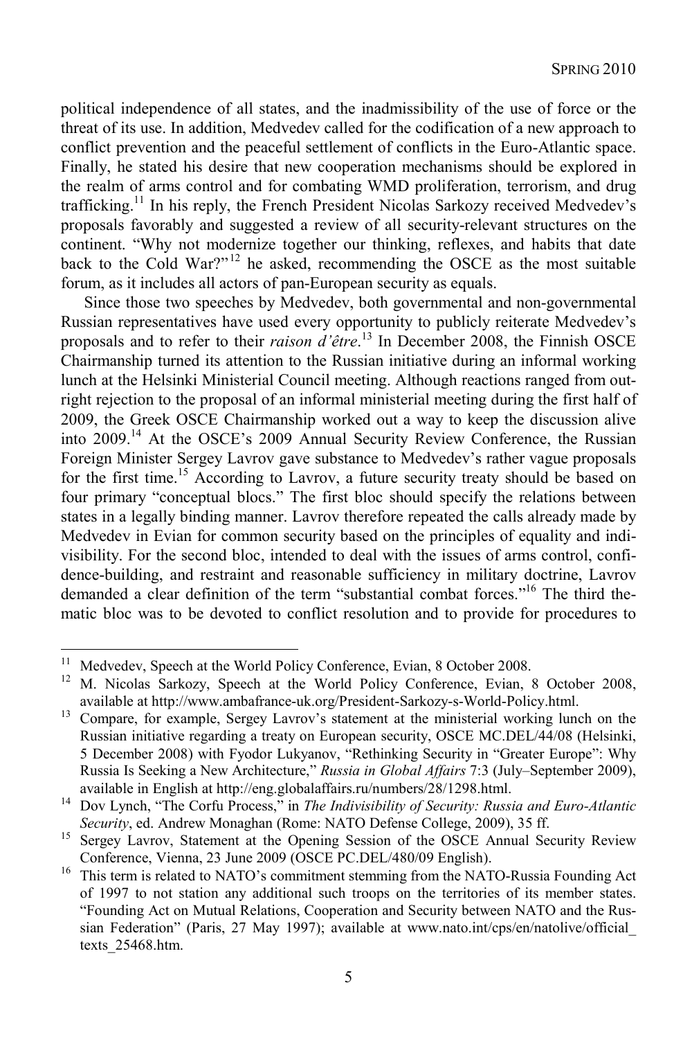political independence of all states, and the inadmissibility of the use of force or the threat of its use. In addition, Medvedev called for the codification of a new approach to conflict prevention and the peaceful settlement of conflicts in the Euro-Atlantic space. Finally, he stated his desire that new cooperation mechanisms should be explored in the realm of arms control and for combating WMD proliferation, terrorism, and drug trafficking.[11] In his reply, the French President Nicolas Sarkozy received Medvedev's proposals favorably and suggested a review of all security-relevant structures on the continent. "Why not modernize together our thinking, reflexes, and habits that date back to the Cold War?"[12] he asked, recommending the OSCE as the most suitable forum, as it includes all actors of pan-European security as equals.

Since those two speeches by Medvedev, both governmental and non-governmental Russian representatives have used every opportunity to publicly reiterate Medvedev's proposals and to refer to their *raison d'être*.[13] In December 2008, the Finnish OSCE Chairmanship turned its attention to the Russian initiative during an informal working lunch at the Helsinki Ministerial Council meeting. Although reactions ranged from outright rejection to the proposal of an informal ministerial meeting during the first half of 2009, the Greek OSCE Chairmanship worked out a way to keep the discussion alive into 2009.[14] At the OSCE's 2009 Annual Security Review Conference, the Russian Foreign Minister Sergey Lavrov gave substance to Medvedev's rather vague proposals for the first time.[15] According to Lavrov, a future security treaty should be based on four primary "conceptual blocs." The first bloc should specify the relations between states in a legally binding manner. Lavrov therefore repeated the calls already made by Medvedev in Evian for common security based on the principles of equality and indivisibility. For the second bloc, intended to deal with the issues of arms control, confidence-building, and restraint and reasonable sufficiency in military doctrine, Lavrov demanded a clear definition of the term "substantial combat forces."[16] The third thematic bloc was to be devoted to conflict resolution and to provide for procedures to

---

[11] Medvedev, Speech at the World Policy Conference, Evian, 8 October 2008.

[12] M. Nicolas Sarkozy, Speech at the World Policy Conference, Evian, 8 October 2008, available at http://www.ambafrance-uk.org/President-Sarkozy-s-World-Policy.html.

[13] Compare, for example, Sergey Lavrov's statement at the ministerial working lunch on the Russian initiative regarding a treaty on European security, OSCE MC.DEL/44/08 (Helsinki, 5 December 2008) with Fyodor Lukyanov, "Rethinking Security in "Greater Europe": Why Russia Is Seeking a New Architecture," *Russia in Global Affairs* 7:3 (July–September 2009), available in English at http://eng.globalaffairs.ru/numbers/28/1298.html.

[14] Dov Lynch, "The Corfu Process," in *The Indivisibility of Security: Russia and Euro-Atlantic Security*, ed. Andrew Monaghan (Rome: NATO Defense College, 2009), 35 ff.

[15] Sergey Lavrov, Statement at the Opening Session of the OSCE Annual Security Review Conference, Vienna, 23 June 2009 (OSCE PC.DEL/480/09 English).

[16] This term is related to NATO's commitment stemming from the NATO-Russia Founding Act of 1997 to not station any additional such troops on the territories of its member states. "Founding Act on Mutual Relations, Cooperation and Security between NATO and the Russian Federation" (Paris, 27 May 1997); available at www.nato.int/cps/en/natolive/official_texts_25468.htm.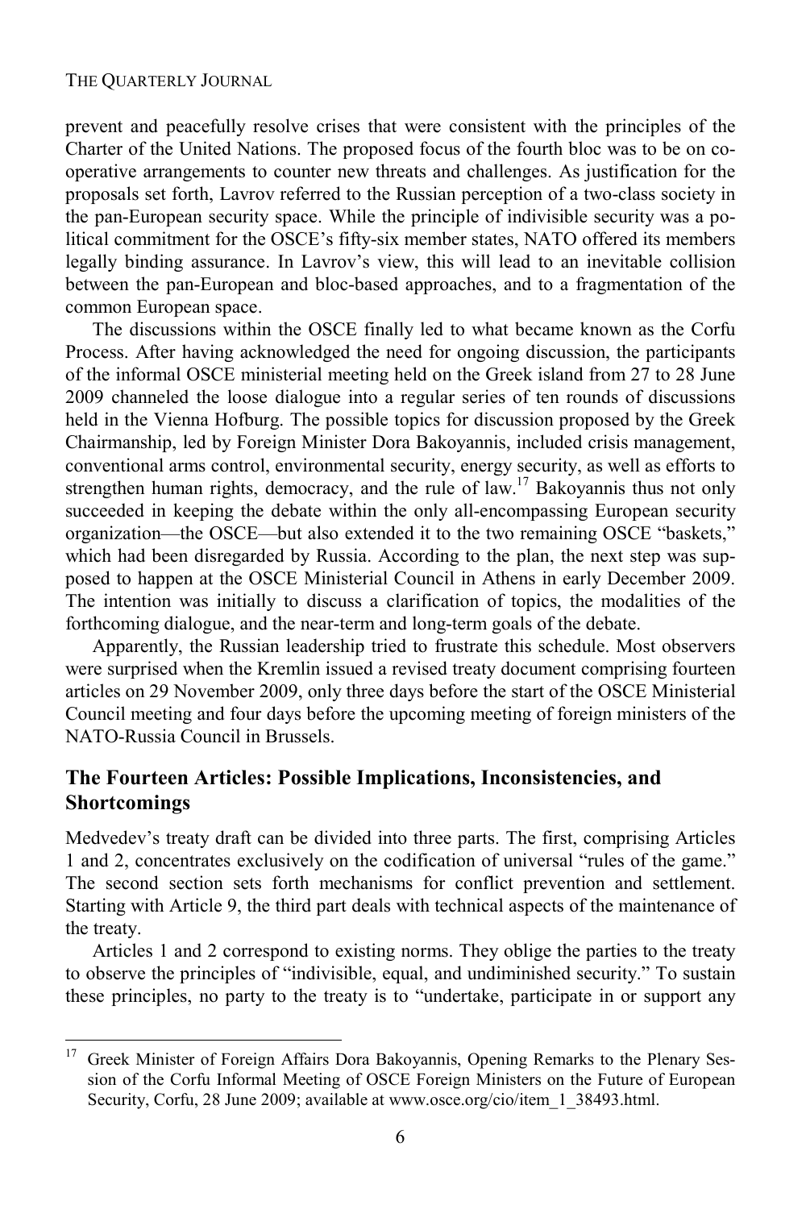prevent and peacefully resolve crises that were consistent with the principles of the Charter of the United Nations. The proposed focus of the fourth bloc was to be on co-operative arrangements to counter new threats and challenges. As justification for the proposals set forth, Lavrov referred to the Russian perception of a two-class society in the pan-European security space. While the principle of indivisible security was a political commitment for the OSCE's fifty-six member states, NATO offered its members legally binding assurance. In Lavrov's view, this will lead to an inevitable collision between the pan-European and bloc-based approaches, and to a fragmentation of the common European space.

The discussions within the OSCE finally led to what became known as the Corfu Process. After having acknowledged the need for ongoing discussion, the participants of the informal OSCE ministerial meeting held on the Greek island from 27 to 28 June 2009 channeled the loose dialogue into a regular series of ten rounds of discussions held in the Vienna Hofburg. The possible topics for discussion proposed by the Greek Chairmanship, led by Foreign Minister Dora Bakoyannis, included crisis management, conventional arms control, environmental security, energy security, as well as efforts to strengthen human rights, democracy, and the rule of law.[17] Bakoyannis thus not only succeeded in keeping the debate within the only all-encompassing European security organization—the OSCE—but also extended it to the two remaining OSCE "baskets," which had been disregarded by Russia. According to the plan, the next step was supposed to happen at the OSCE Ministerial Council in Athens in early December 2009. The intention was initially to discuss a clarification of topics, the modalities of the forthcoming dialogue, and the near-term and long-term goals of the debate.

Apparently, the Russian leadership tried to frustrate this schedule. Most observers were surprised when the Kremlin issued a revised treaty document comprising fourteen articles on 29 November 2009, only three days before the start of the OSCE Ministerial Council meeting and four days before the upcoming meeting of foreign ministers of the NATO-Russia Council in Brussels.

## The Fourteen Articles: Possible Implications, Inconsistencies, and Shortcomings

Medvedev's treaty draft can be divided into three parts. The first, comprising Articles 1 and 2, concentrates exclusively on the codification of universal "rules of the game." The second section sets forth mechanisms for conflict prevention and settlement. Starting with Article 9, the third part deals with technical aspects of the maintenance of the treaty.

Articles 1 and 2 correspond to existing norms. They oblige the parties to the treaty to observe the principles of "indivisible, equal, and undiminished security." To sustain these principles, no party to the treaty is to "undertake, participate in or support any

---

[17] Greek Minister of Foreign Affairs Dora Bakoyannis, Opening Remarks to the Plenary Session of the Corfu Informal Meeting of OSCE Foreign Ministers on the Future of European Security, Corfu, 28 June 2009; available at www.osce.org/cio/item_1_38493.html.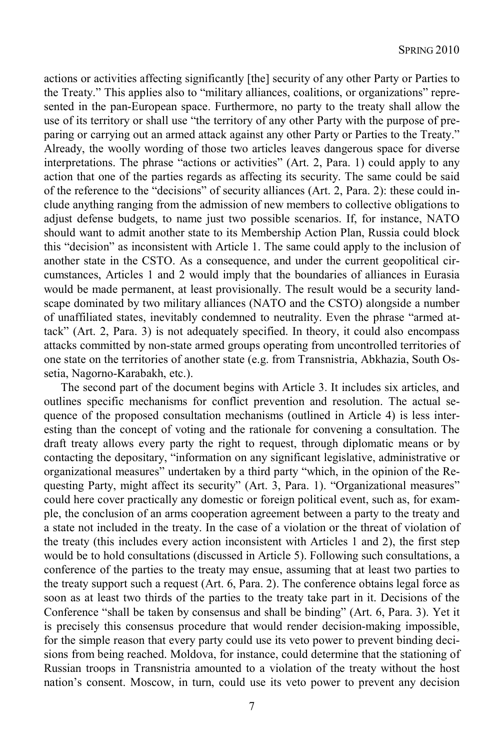actions or activities affecting significantly [the] security of any other Party or Parties to the Treaty." This applies also to "military alliances, coalitions, or organizations" represented in the pan-European space. Furthermore, no party to the treaty shall allow the use of its territory or shall use "the territory of any other Party with the purpose of preparing or carrying out an armed attack against any other Party or Parties to the Treaty." Already, the woolly wording of those two articles leaves dangerous space for diverse interpretations. The phrase "actions or activities" (Art. 2, Para. 1) could apply to any action that one of the parties regards as affecting its security. The same could be said of the reference to the "decisions" of security alliances (Art. 2, Para. 2): these could include anything ranging from the admission of new members to collective obligations to adjust defense budgets, to name just two possible scenarios. If, for instance, NATO should want to admit another state to its Membership Action Plan, Russia could block this "decision" as inconsistent with Article 1. The same could apply to the inclusion of another state in the CSTO. As a consequence, and under the current geopolitical circumstances, Articles 1 and 2 would imply that the boundaries of alliances in Eurasia would be made permanent, at least provisionally. The result would be a security landscape dominated by two military alliances (NATO and the CSTO) alongside a number of unaffiliated states, inevitably condemned to neutrality. Even the phrase "armed attack" (Art. 2, Para. 3) is not adequately specified. In theory, it could also encompass attacks committed by non-state armed groups operating from uncontrolled territories of one state on the territories of another state (e.g. from Transnistria, Abkhazia, South Ossetia, Nagorno-Karabakh, etc.).

The second part of the document begins with Article 3. It includes six articles, and outlines specific mechanisms for conflict prevention and resolution. The actual sequence of the proposed consultation mechanisms (outlined in Article 4) is less interesting than the concept of voting and the rationale for convening a consultation. The draft treaty allows every party the right to request, through diplomatic means or by contacting the depositary, "information on any significant legislative, administrative or organizational measures" undertaken by a third party "which, in the opinion of the Requesting Party, might affect its security" (Art. 3, Para. 1). "Organizational measures" could here cover practically any domestic or foreign political event, such as, for example, the conclusion of an arms cooperation agreement between a party to the treaty and a state not included in the treaty. In the case of a violation or the threat of violation of the treaty (this includes every action inconsistent with Articles 1 and 2), the first step would be to hold consultations (discussed in Article 5). Following such consultations, a conference of the parties to the treaty may ensue, assuming that at least two parties to the treaty support such a request (Art. 6, Para. 2). The conference obtains legal force as soon as at least two thirds of the parties to the treaty take part in it. Decisions of the Conference "shall be taken by consensus and shall be binding" (Art. 6, Para. 3). Yet it is precisely this consensus procedure that would render decision-making impossible, for the simple reason that every party could use its veto power to prevent binding decisions from being reached. Moldova, for instance, could determine that the stationing of Russian troops in Transnistria amounted to a violation of the treaty without the host nation's consent. Moscow, in turn, could use its veto power to prevent any decision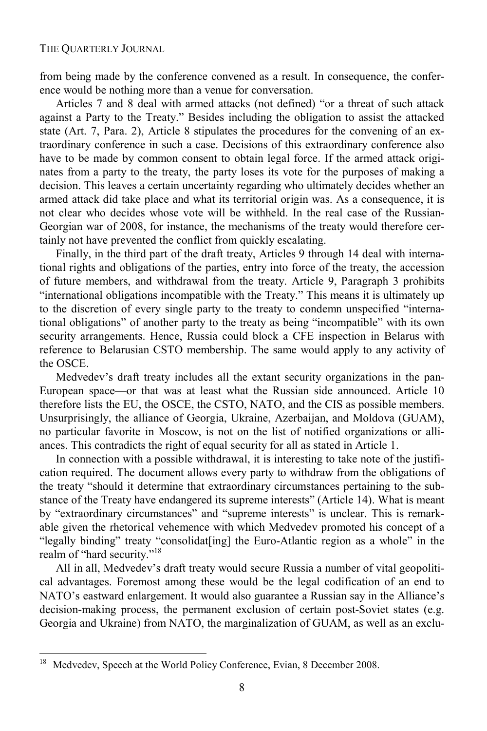from being made by the conference convened as a result. In consequence, the conference would be nothing more than a venue for conversation.

Articles 7 and 8 deal with armed attacks (not defined) "or a threat of such attack against a Party to the Treaty." Besides including the obligation to assist the attacked state (Art. 7, Para. 2), Article 8 stipulates the procedures for the convening of an extraordinary conference in such a case. Decisions of this extraordinary conference also have to be made by common consent to obtain legal force. If the armed attack originates from a party to the treaty, the party loses its vote for the purposes of making a decision. This leaves a certain uncertainty regarding who ultimately decides whether an armed attack did take place and what its territorial origin was. As a consequence, it is not clear who decides whose vote will be withheld. In the real case of the Russian-Georgian war of 2008, for instance, the mechanisms of the treaty would therefore certainly not have prevented the conflict from quickly escalating.

Finally, in the third part of the draft treaty, Articles 9 through 14 deal with international rights and obligations of the parties, entry into force of the treaty, the accession of future members, and withdrawal from the treaty. Article 9, Paragraph 3 prohibits "international obligations incompatible with the Treaty." This means it is ultimately up to the discretion of every single party to the treaty to condemn unspecified "international obligations" of another party to the treaty as being "incompatible" with its own security arrangements. Hence, Russia could block a CFE inspection in Belarus with reference to Belarusian CSTO membership. The same would apply to any activity of the OSCE.

Medvedev's draft treaty includes all the extant security organizations in the pan-European space—or that was at least what the Russian side announced. Article 10 therefore lists the EU, the OSCE, the CSTO, NATO, and the CIS as possible members. Unsurprisingly, the alliance of Georgia, Ukraine, Azerbaijan, and Moldova (GUAM), no particular favorite in Moscow, is not on the list of notified organizations or alliances. This contradicts the right of equal security for all as stated in Article 1.

In connection with a possible withdrawal, it is interesting to take note of the justification required. The document allows every party to withdraw from the obligations of the treaty "should it determine that extraordinary circumstances pertaining to the substance of the Treaty have endangered its supreme interests" (Article 14). What is meant by "extraordinary circumstances" and "supreme interests" is unclear. This is remarkable given the rhetorical vehemence with which Medvedev promoted his concept of a "legally binding" treaty "consolidat[ing] the Euro-Atlantic region as a whole" in the realm of "hard security."[18]

All in all, Medvedev's draft treaty would secure Russia a number of vital geopolitical advantages. Foremost among these would be the legal codification of an end to NATO's eastward enlargement. It would also guarantee a Russian say in the Alliance's decision-making process, the permanent exclusion of certain post-Soviet states (e.g. Georgia and Ukraine) from NATO, the marginalization of GUAM, as well as an exclu-

---

[18] Medvedev, Speech at the World Policy Conference, Evian, 8 December 2008.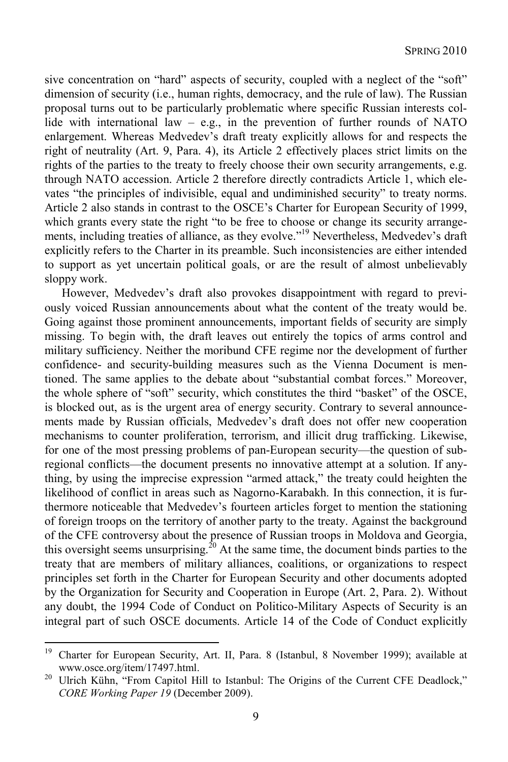sive concentration on "hard" aspects of security, coupled with a neglect of the "soft" dimension of security (i.e., human rights, democracy, and the rule of law). The Russian proposal turns out to be particularly problematic where specific Russian interests collide with international law – e.g., in the prevention of further rounds of NATO enlargement. Whereas Medvedev's draft treaty explicitly allows for and respects the right of neutrality (Art. 9, Para. 4), its Article 2 effectively places strict limits on the rights of the parties to the treaty to freely choose their own security arrangements, e.g. through NATO accession. Article 2 therefore directly contradicts Article 1, which elevates "the principles of indivisible, equal and undiminished security" to treaty norms. Article 2 also stands in contrast to the OSCE's Charter for European Security of 1999, which grants every state the right "to be free to choose or change its security arrangements, including treaties of alliance, as they evolve."[19] Nevertheless, Medvedev's draft explicitly refers to the Charter in its preamble. Such inconsistencies are either intended to support as yet uncertain political goals, or are the result of almost unbelievably sloppy work.

However, Medvedev's draft also provokes disappointment with regard to previously voiced Russian announcements about what the content of the treaty would be. Going against those prominent announcements, important fields of security are simply missing. To begin with, the draft leaves out entirely the topics of arms control and military sufficiency. Neither the moribund CFE regime nor the development of further confidence- and security-building measures such as the Vienna Document is mentioned. The same applies to the debate about "substantial combat forces." Moreover, the whole sphere of "soft" security, which constitutes the third "basket" of the OSCE, is blocked out, as is the urgent area of energy security. Contrary to several announcements made by Russian officials, Medvedev's draft does not offer new cooperation mechanisms to counter proliferation, terrorism, and illicit drug trafficking. Likewise, for one of the most pressing problems of pan-European security—the question of subregional conflicts—the document presents no innovative attempt at a solution. If anything, by using the imprecise expression "armed attack," the treaty could heighten the likelihood of conflict in areas such as Nagorno-Karabakh. In this connection, it is furthermore noticeable that Medvedev's fourteen articles forget to mention the stationing of foreign troops on the territory of another party to the treaty. Against the background of the CFE controversy about the presence of Russian troops in Moldova and Georgia, this oversight seems unsurprising.[20] At the same time, the document binds parties to the treaty that are members of military alliances, coalitions, or organizations to respect principles set forth in the Charter for European Security and other documents adopted by the Organization for Security and Cooperation in Europe (Art. 2, Para. 2). Without any doubt, the 1994 Code of Conduct on Politico-Military Aspects of Security is an integral part of such OSCE documents. Article 14 of the Code of Conduct explicitly

---

[19] Charter for European Security, Art. II, Para. 8 (Istanbul, 8 November 1999); available at www.osce.org/item/17497.html.

[20] Ulrich Kühn, "From Capitol Hill to Istanbul: The Origins of the Current CFE Deadlock," *CORE Working Paper 19* (December 2009).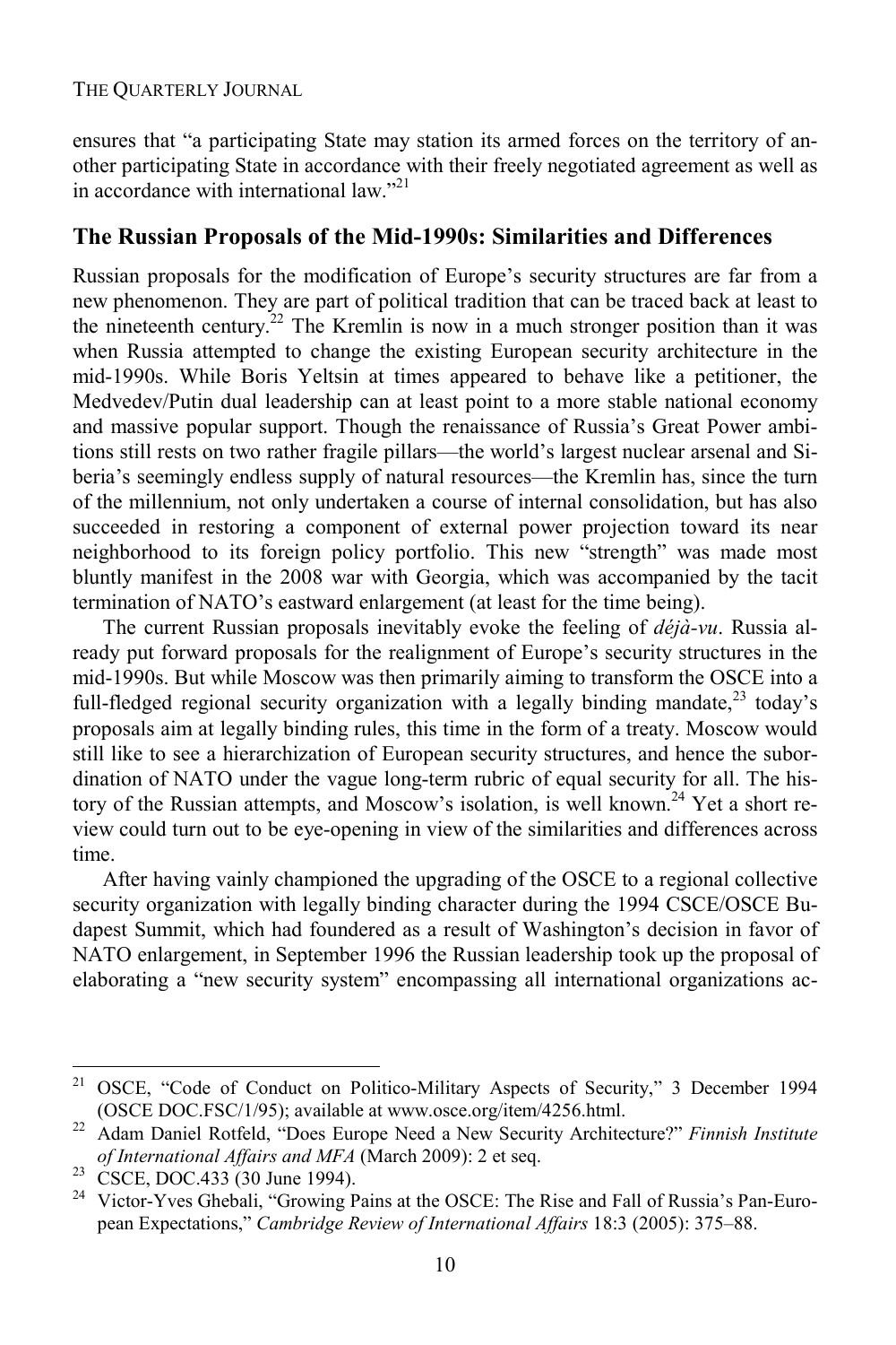ensures that "a participating State may station its armed forces on the territory of another participating State in accordance with their freely negotiated agreement as well as in accordance with international law."[21]

## The Russian Proposals of the Mid-1990s: Similarities and Differences

Russian proposals for the modification of Europe's security structures are far from a new phenomenon. They are part of political tradition that can be traced back at least to the nineteenth century.[22] The Kremlin is now in a much stronger position than it was when Russia attempted to change the existing European security architecture in the mid-1990s. While Boris Yeltsin at times appeared to behave like a petitioner, the Medvedev/Putin dual leadership can at least point to a more stable national economy and massive popular support. Though the renaissance of Russia's Great Power ambitions still rests on two rather fragile pillars—the world's largest nuclear arsenal and Siberia's seemingly endless supply of natural resources—the Kremlin has, since the turn of the millennium, not only undertaken a course of internal consolidation, but has also succeeded in restoring a component of external power projection toward its near neighborhood to its foreign policy portfolio. This new "strength" was made most bluntly manifest in the 2008 war with Georgia, which was accompanied by the tacit termination of NATO's eastward enlargement (at least for the time being).

The current Russian proposals inevitably evoke the feeling of *déjà-vu*. Russia already put forward proposals for the realignment of Europe's security structures in the mid-1990s. But while Moscow was then primarily aiming to transform the OSCE into a full-fledged regional security organization with a legally binding mandate,[23] today's proposals aim at legally binding rules, this time in the form of a treaty. Moscow would still like to see a hierarchization of European security structures, and hence the subordination of NATO under the vague long-term rubric of equal security for all. The history of the Russian attempts, and Moscow's isolation, is well known.[24] Yet a short review could turn out to be eye-opening in view of the similarities and differences across time.

After having vainly championed the upgrading of the OSCE to a regional collective security organization with legally binding character during the 1994 CSCE/OSCE Budapest Summit, which had foundered as a result of Washington's decision in favor of NATO enlargement, in September 1996 the Russian leadership took up the proposal of elaborating a "new security system" encompassing all international organizations ac-

---

[21] OSCE, "Code of Conduct on Politico-Military Aspects of Security," 3 December 1994 (OSCE DOC.FSC/1/95); available at www.osce.org/item/4256.html.

[22] Adam Daniel Rotfeld, "Does Europe Need a New Security Architecture?" *Finnish Institute of International Affairs and MFA* (March 2009): 2 et seq.

[23] CSCE, DOC.433 (30 June 1994).

[24] Victor-Yves Ghebali, "Growing Pains at the OSCE: The Rise and Fall of Russia's Pan-European Expectations," *Cambridge Review of International Affairs* 18:3 (2005): 375–88.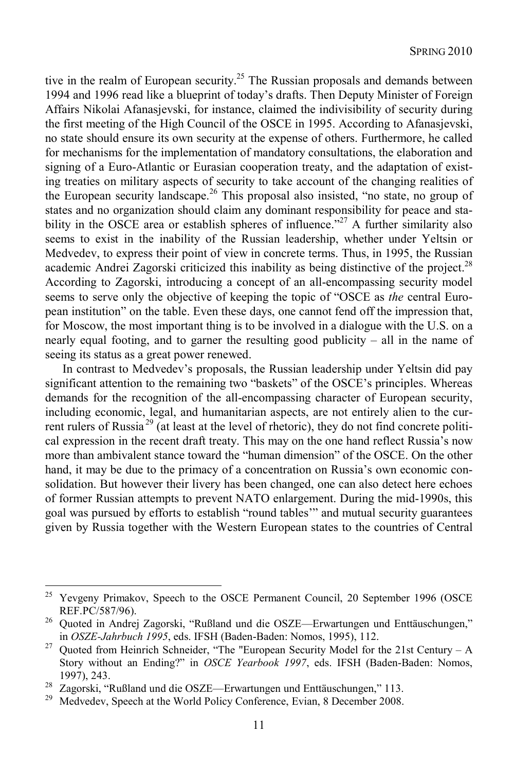tive in the realm of European security.[25] The Russian proposals and demands between 1994 and 1996 read like a blueprint of today's drafts. Then Deputy Minister of Foreign Affairs Nikolai Afanasjevski, for instance, claimed the indivisibility of security during the first meeting of the High Council of the OSCE in 1995. According to Afanasjevski, no state should ensure its own security at the expense of others. Furthermore, he called for mechanisms for the implementation of mandatory consultations, the elaboration and signing of a Euro-Atlantic or Eurasian cooperation treaty, and the adaptation of existing treaties on military aspects of security to take account of the changing realities of the European security landscape.[26] This proposal also insisted, "no state, no group of states and no organization should claim any dominant responsibility for peace and stability in the OSCE area or establish spheres of influence."[27] A further similarity also seems to exist in the inability of the Russian leadership, whether under Yeltsin or Medvedev, to express their point of view in concrete terms. Thus, in 1995, the Russian academic Andrei Zagorski criticized this inability as being distinctive of the project.[28] According to Zagorski, introducing a concept of an all-encompassing security model seems to serve only the objective of keeping the topic of "OSCE as *the* central European institution" on the table. Even these days, one cannot fend off the impression that, for Moscow, the most important thing is to be involved in a dialogue with the U.S. on a nearly equal footing, and to garner the resulting good publicity – all in the name of seeing its status as a great power renewed.

In contrast to Medvedev's proposals, the Russian leadership under Yeltsin did pay significant attention to the remaining two "baskets" of the OSCE's principles. Whereas demands for the recognition of the all-encompassing character of European security, including economic, legal, and humanitarian aspects, are not entirely alien to the current rulers of Russia[29] (at least at the level of rhetoric), they do not find concrete political expression in the recent draft treaty. This may on the one hand reflect Russia's now more than ambivalent stance toward the "human dimension" of the OSCE. On the other hand, it may be due to the primacy of a concentration on Russia's own economic consolidation. But however their livery has been changed, one can also detect here echoes of former Russian attempts to prevent NATO enlargement. During the mid-1990s, this goal was pursued by efforts to establish "round tables'" and mutual security guarantees given by Russia together with the Western European states to the countries of Central

---

[25] Yevgeny Primakov, Speech to the OSCE Permanent Council, 20 September 1996 (OSCE REF.PC/587/96).

[26] Quoted in Andrej Zagorski, "Rußland und die OSZE—Erwartungen und Enttäuschungen," in *OSZE-Jahrbuch 1995*, eds. IFSH (Baden-Baden: Nomos, 1995), 112.

[27] Quoted from Heinrich Schneider, "The "European Security Model for the 21st Century – A Story without an Ending?" in *OSCE Yearbook 1997*, eds. IFSH (Baden-Baden: Nomos, 1997), 243.

[28] Zagorski, "Rußland und die OSZE—Erwartungen und Enttäuschungen," 113.

[29] Medvedev, Speech at the World Policy Conference, Evian, 8 December 2008.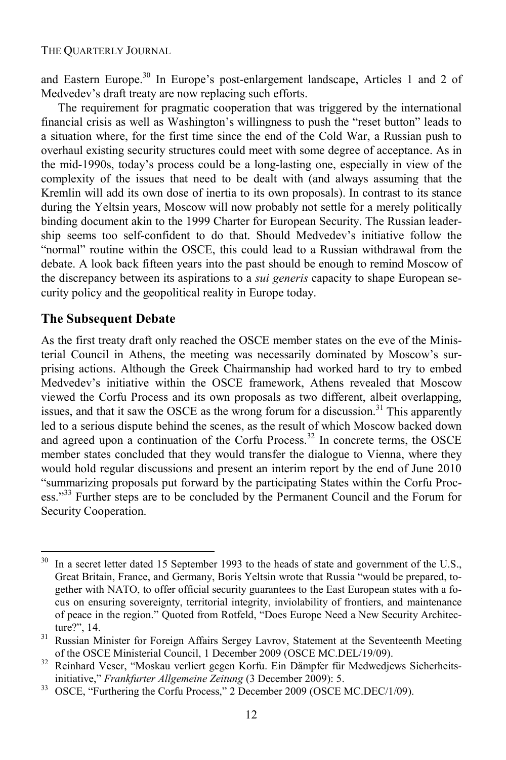and Eastern Europe.[30] In Europe's post-enlargement landscape, Articles 1 and 2 of Medvedev's draft treaty are now replacing such efforts.

The requirement for pragmatic cooperation that was triggered by the international financial crisis as well as Washington's willingness to push the "reset button" leads to a situation where, for the first time since the end of the Cold War, a Russian push to overhaul existing security structures could meet with some degree of acceptance. As in the mid-1990s, today's process could be a long-lasting one, especially in view of the complexity of the issues that need to be dealt with (and always assuming that the Kremlin will add its own dose of inertia to its own proposals). In contrast to its stance during the Yeltsin years, Moscow will now probably not settle for a merely politically binding document akin to the 1999 Charter for European Security. The Russian leadership seems too self-confident to do that. Should Medvedev's initiative follow the "normal" routine within the OSCE, this could lead to a Russian withdrawal from the debate. A look back fifteen years into the past should be enough to remind Moscow of the discrepancy between its aspirations to a *sui generis* capacity to shape European security policy and the geopolitical reality in Europe today.

## The Subsequent Debate

As the first treaty draft only reached the OSCE member states on the eve of the Ministerial Council in Athens, the meeting was necessarily dominated by Moscow's surprising actions. Although the Greek Chairmanship had worked hard to try to embed Medvedev's initiative within the OSCE framework, Athens revealed that Moscow viewed the Corfu Process and its own proposals as two different, albeit overlapping, issues, and that it saw the OSCE as the wrong forum for a discussion.[31] This apparently led to a serious dispute behind the scenes, as the result of which Moscow backed down and agreed upon a continuation of the Corfu Process.[32] In concrete terms, the OSCE member states concluded that they would transfer the dialogue to Vienna, where they would hold regular discussions and present an interim report by the end of June 2010 "summarizing proposals put forward by the participating States within the Corfu Process."[33] Further steps are to be concluded by the Permanent Council and the Forum for Security Cooperation.

---

[30] In a secret letter dated 15 September 1993 to the heads of state and government of the U.S., Great Britain, France, and Germany, Boris Yeltsin wrote that Russia "would be prepared, together with NATO, to offer official security guarantees to the East European states with a focus on ensuring sovereignty, territorial integrity, inviolability of frontiers, and maintenance of peace in the region." Quoted from Rotfeld, "Does Europe Need a New Security Architecture?", 14.

[31] Russian Minister for Foreign Affairs Sergey Lavrov, Statement at the Seventeenth Meeting of the OSCE Ministerial Council, 1 December 2009 (OSCE MC.DEL/19/09).

[32] Reinhard Veser, "Moskau verliert gegen Korfu. Ein Dämpfer für Medwedjews Sicherheitsinitiative," *Frankfurter Allgemeine Zeitung* (3 December 2009): 5.

[33] OSCE, "Furthering the Corfu Process," 2 December 2009 (OSCE MC.DEC/1/09).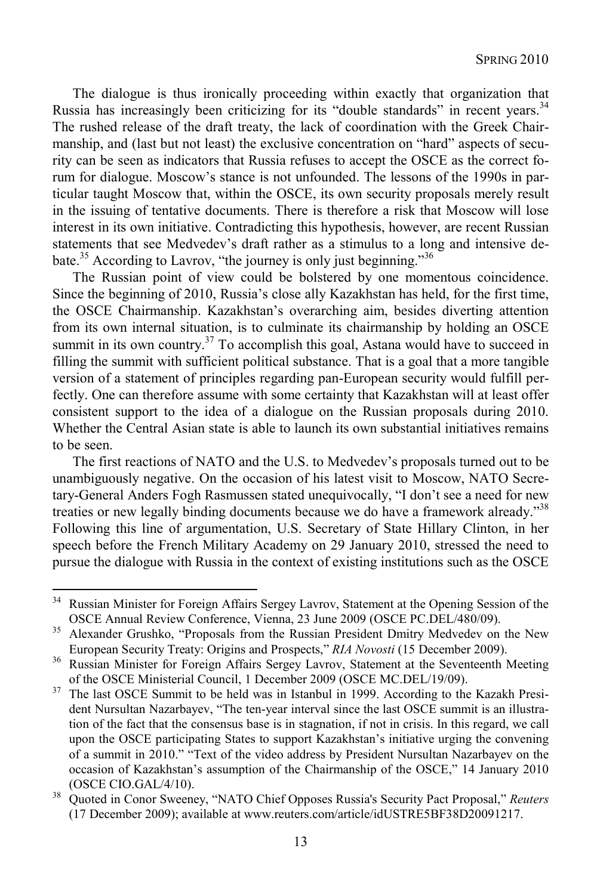The dialogue is thus ironically proceeding within exactly that organization that Russia has increasingly been criticizing for its "double standards" in recent years.[34] The rushed release of the draft treaty, the lack of coordination with the Greek Chairmanship, and (last but not least) the exclusive concentration on "hard" aspects of security can be seen as indicators that Russia refuses to accept the OSCE as the correct forum for dialogue. Moscow's stance is not unfounded. The lessons of the 1990s in particular taught Moscow that, within the OSCE, its own security proposals merely result in the issuing of tentative documents. There is therefore a risk that Moscow will lose interest in its own initiative. Contradicting this hypothesis, however, are recent Russian statements that see Medvedev's draft rather as a stimulus to a long and intensive debate.[35] According to Lavrov, "the journey is only just beginning."[36]

The Russian point of view could be bolstered by one momentous coincidence. Since the beginning of 2010, Russia's close ally Kazakhstan has held, for the first time, the OSCE Chairmanship. Kazakhstan's overarching aim, besides diverting attention from its own internal situation, is to culminate its chairmanship by holding an OSCE summit in its own country.[37] To accomplish this goal, Astana would have to succeed in filling the summit with sufficient political substance. That is a goal that a more tangible version of a statement of principles regarding pan-European security would fulfill perfectly. One can therefore assume with some certainty that Kazakhstan will at least offer consistent support to the idea of a dialogue on the Russian proposals during 2010. Whether the Central Asian state is able to launch its own substantial initiatives remains to be seen.

The first reactions of NATO and the U.S. to Medvedev's proposals turned out to be unambiguously negative. On the occasion of his latest visit to Moscow, NATO Secretary-General Anders Fogh Rasmussen stated unequivocally, "I don't see a need for new treaties or new legally binding documents because we do have a framework already."[38] Following this line of argumentation, U.S. Secretary of State Hillary Clinton, in her speech before the French Military Academy on 29 January 2010, stressed the need to pursue the dialogue with Russia in the context of existing institutions such as the OSCE

---

[34] Russian Minister for Foreign Affairs Sergey Lavrov, Statement at the Opening Session of the OSCE Annual Review Conference, Vienna, 23 June 2009 (OSCE PC.DEL/480/09).

[35] Alexander Grushko, "Proposals from the Russian President Dmitry Medvedev on the New European Security Treaty: Origins and Prospects," *RIA Novosti* (15 December 2009).

[36] Russian Minister for Foreign Affairs Sergey Lavrov, Statement at the Seventeenth Meeting of the OSCE Ministerial Council, 1 December 2009 (OSCE MC.DEL/19/09).

[37] The last OSCE Summit to be held was in Istanbul in 1999. According to the Kazakh President Nursultan Nazarbayev, "The ten-year interval since the last OSCE summit is an illustration of the fact that the consensus base is in stagnation, if not in crisis. In this regard, we call upon the OSCE participating States to support Kazakhstan's initiative urging the convening of a summit in 2010." "Text of the video address by President Nursultan Nazarbayev on the occasion of Kazakhstan's assumption of the Chairmanship of the OSCE," 14 January 2010 (OSCE CIO.GAL/4/10).

[38] Quoted in Conor Sweeney, "NATO Chief Opposes Russia's Security Pact Proposal," *Reuters* (17 December 2009); available at www.reuters.com/article/idUSTRE5BF38D20091217.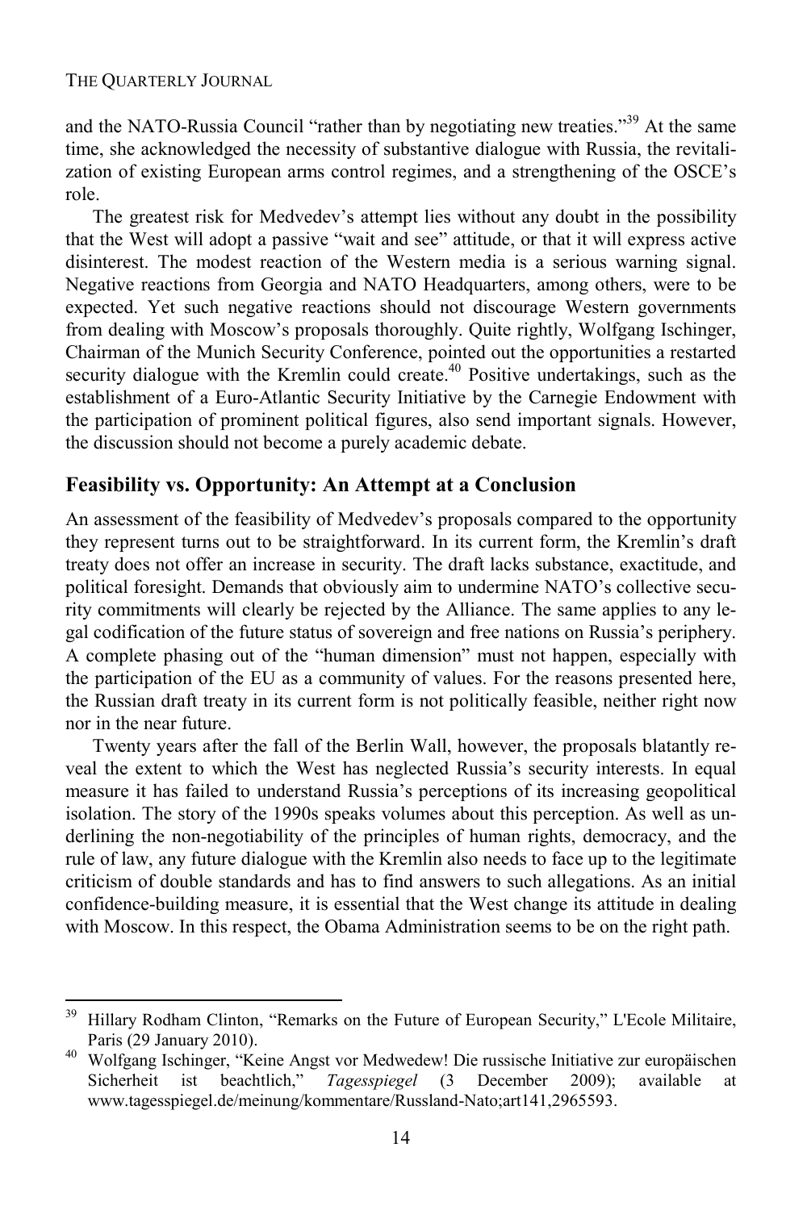and the NATO-Russia Council "rather than by negotiating new treaties."[39] At the same time, she acknowledged the necessity of substantive dialogue with Russia, the revitalization of existing European arms control regimes, and a strengthening of the OSCE's role.

The greatest risk for Medvedev's attempt lies without any doubt in the possibility that the West will adopt a passive "wait and see" attitude, or that it will express active disinterest. The modest reaction of the Western media is a serious warning signal. Negative reactions from Georgia and NATO Headquarters, among others, were to be expected. Yet such negative reactions should not discourage Western governments from dealing with Moscow's proposals thoroughly. Quite rightly, Wolfgang Ischinger, Chairman of the Munich Security Conference, pointed out the opportunities a restarted security dialogue with the Kremlin could create.[40] Positive undertakings, such as the establishment of a Euro-Atlantic Security Initiative by the Carnegie Endowment with the participation of prominent political figures, also send important signals. However, the discussion should not become a purely academic debate.

## Feasibility vs. Opportunity: An Attempt at a Conclusion

An assessment of the feasibility of Medvedev's proposals compared to the opportunity they represent turns out to be straightforward. In its current form, the Kremlin's draft treaty does not offer an increase in security. The draft lacks substance, exactitude, and political foresight. Demands that obviously aim to undermine NATO's collective security commitments will clearly be rejected by the Alliance. The same applies to any legal codification of the future status of sovereign and free nations on Russia's periphery. A complete phasing out of the "human dimension" must not happen, especially with the participation of the EU as a community of values. For the reasons presented here, the Russian draft treaty in its current form is not politically feasible, neither right now nor in the near future.

Twenty years after the fall of the Berlin Wall, however, the proposals blatantly reveal the extent to which the West has neglected Russia's security interests. In equal measure it has failed to understand Russia's perceptions of its increasing geopolitical isolation. The story of the 1990s speaks volumes about this perception. As well as underlining the non-negotiability of the principles of human rights, democracy, and the rule of law, any future dialogue with the Kremlin also needs to face up to the legitimate criticism of double standards and has to find answers to such allegations. As an initial confidence-building measure, it is essential that the West change its attitude in dealing with Moscow. In this respect, the Obama Administration seems to be on the right path.

---

[39] Hillary Rodham Clinton, "Remarks on the Future of European Security," L'Ecole Militaire, Paris (29 January 2010).

[40] Wolfgang Ischinger, "Keine Angst vor Medwedew! Die russische Initiative zur europäischen Sicherheit ist beachtlich," *Tagesspiegel* (3 December 2009); available at www.tagesspiegel.de/meinung/kommentare/Russland-Nato;art141,2965593.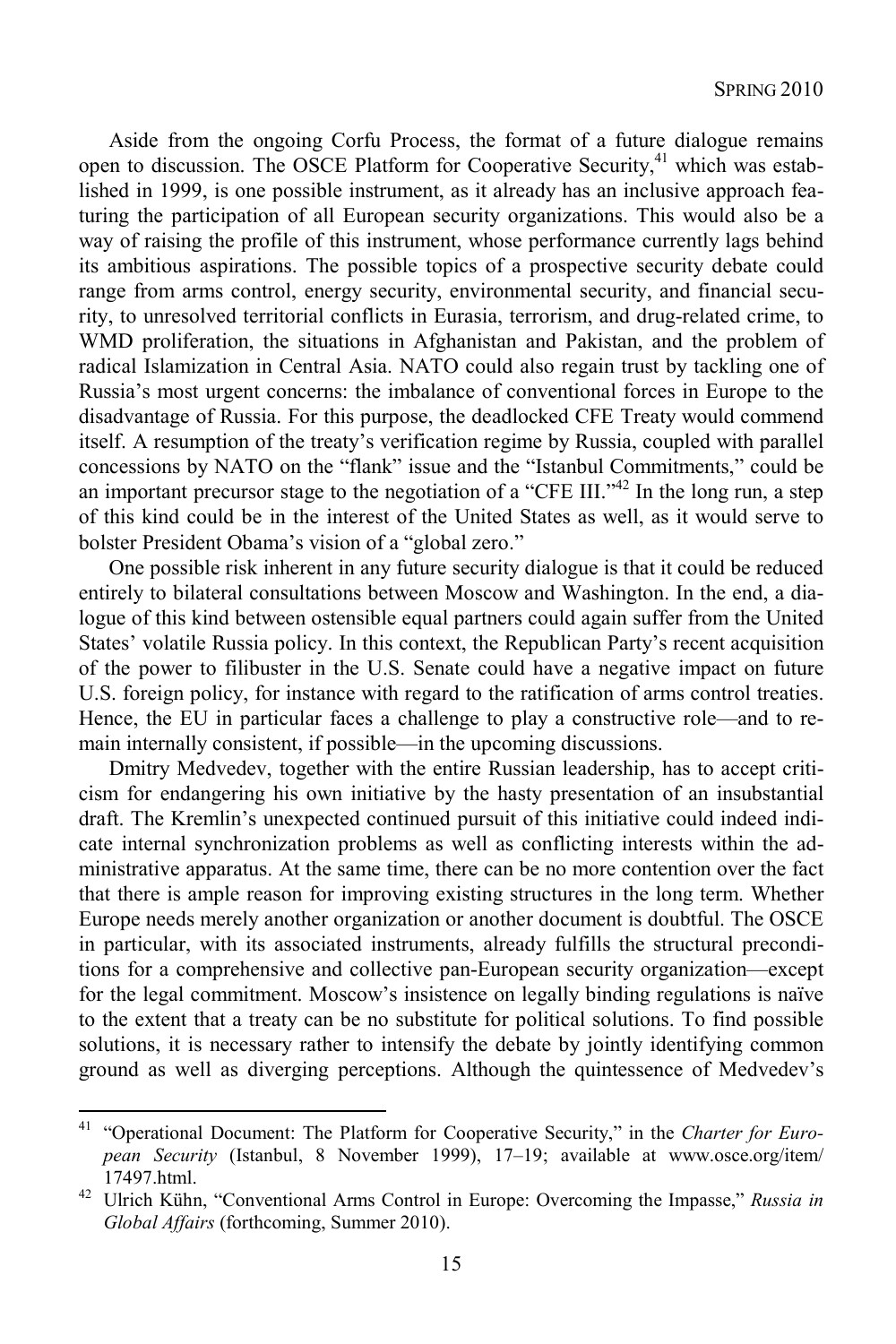Aside from the ongoing Corfu Process, the format of a future dialogue remains open to discussion. The OSCE Platform for Cooperative Security,[41] which was established in 1999, is one possible instrument, as it already has an inclusive approach featuring the participation of all European security organizations. This would also be a way of raising the profile of this instrument, whose performance currently lags behind its ambitious aspirations. The possible topics of a prospective security debate could range from arms control, energy security, environmental security, and financial security, to unresolved territorial conflicts in Eurasia, terrorism, and drug-related crime, to WMD proliferation, the situations in Afghanistan and Pakistan, and the problem of radical Islamization in Central Asia. NATO could also regain trust by tackling one of Russia's most urgent concerns: the imbalance of conventional forces in Europe to the disadvantage of Russia. For this purpose, the deadlocked CFE Treaty would commend itself. A resumption of the treaty's verification regime by Russia, coupled with parallel concessions by NATO on the "flank" issue and the "Istanbul Commitments," could be an important precursor stage to the negotiation of a "CFE III."[42] In the long run, a step of this kind could be in the interest of the United States as well, as it would serve to bolster President Obama's vision of a "global zero."

One possible risk inherent in any future security dialogue is that it could be reduced entirely to bilateral consultations between Moscow and Washington. In the end, a dialogue of this kind between ostensible equal partners could again suffer from the United States' volatile Russia policy. In this context, the Republican Party's recent acquisition of the power to filibuster in the U.S. Senate could have a negative impact on future U.S. foreign policy, for instance with regard to the ratification of arms control treaties. Hence, the EU in particular faces a challenge to play a constructive role—and to remain internally consistent, if possible—in the upcoming discussions.

Dmitry Medvedev, together with the entire Russian leadership, has to accept criticism for endangering his own initiative by the hasty presentation of an insubstantial draft. The Kremlin's unexpected continued pursuit of this initiative could indeed indicate internal synchronization problems as well as conflicting interests within the administrative apparatus. At the same time, there can be no more contention over the fact that there is ample reason for improving existing structures in the long term. Whether Europe needs merely another organization or another document is doubtful. The OSCE in particular, with its associated instruments, already fulfills the structural preconditions for a comprehensive and collective pan-European security organization—except for the legal commitment. Moscow's insistence on legally binding regulations is naïve to the extent that a treaty can be no substitute for political solutions. To find possible solutions, it is necessary rather to intensify the debate by jointly identifying common ground as well as diverging perceptions. Although the quintessence of Medvedev's

---

[41] "Operational Document: The Platform for Cooperative Security," in the *Charter for European Security* (Istanbul, 8 November 1999), 17–19; available at www.osce.org/item/17497.html.

[42] Ulrich Kühn, "Conventional Arms Control in Europe: Overcoming the Impasse," *Russia in Global Affairs* (forthcoming, Summer 2010).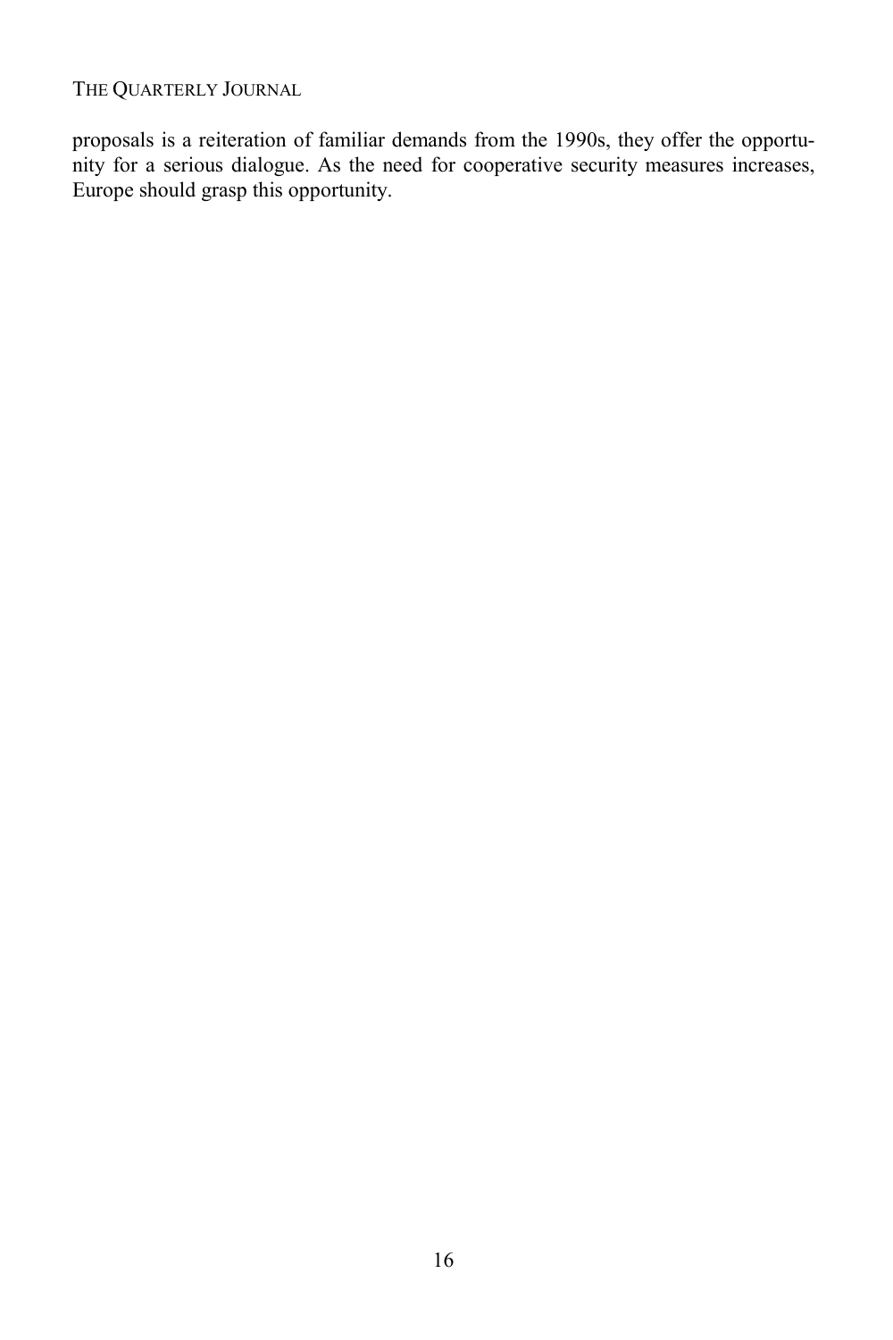proposals is a reiteration of familiar demands from the 1990s, they offer the opportunity for a serious dialogue. As the need for cooperative security measures increases, Europe should grasp this opportunity.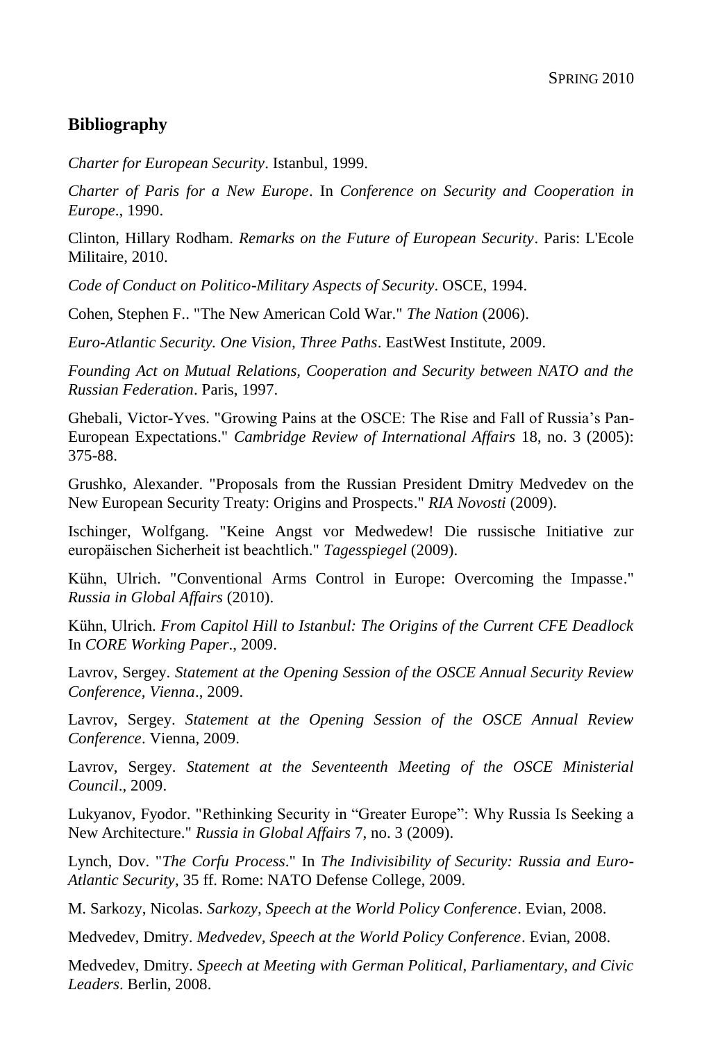## Bibliography

*Charter for European Security*. Istanbul, 1999.

*Charter of Paris for a New Europe*. In *Conference on Security and Cooperation in Europe*., 1990.

Clinton, Hillary Rodham. *Remarks on the Future of European Security*. Paris: L'Ecole Militaire, 2010.

*Code of Conduct on Politico-Military Aspects of Security*. OSCE, 1994.

Cohen, Stephen F.. "The New American Cold War." *The Nation* (2006).

*Euro-Atlantic Security. One Vision, Three Paths*. EastWest Institute, 2009.

*Founding Act on Mutual Relations, Cooperation and Security between NATO and the Russian Federation*. Paris, 1997.

Ghebali, Victor-Yves. "Growing Pains at the OSCE: The Rise and Fall of Russia's Pan-European Expectations." *Cambridge Review of International Affairs* 18, no. 3 (2005): 375-88.

Grushko, Alexander. "Proposals from the Russian President Dmitry Medvedev on the New European Security Treaty: Origins and Prospects." *RIA Novosti* (2009).

Ischinger, Wolfgang. "Keine Angst vor Medwedew! Die russische Initiative zur europäischen Sicherheit ist beachtlich." *Tagesspiegel* (2009).

Kühn, Ulrich. "Conventional Arms Control in Europe: Overcoming the Impasse." *Russia in Global Affairs* (2010).

Kühn, Ulrich. *From Capitol Hill to Istanbul: The Origins of the Current CFE Deadlock* In *CORE Working Paper*., 2009.

Lavrov, Sergey. *Statement at the Opening Session of the OSCE Annual Security Review Conference, Vienna*., 2009.

Lavrov, Sergey. *Statement at the Opening Session of the OSCE Annual Review Conference*. Vienna, 2009.

Lavrov, Sergey. *Statement at the Seventeenth Meeting of the OSCE Ministerial Council*., 2009.

Lukyanov, Fyodor. "Rethinking Security in "Greater Europe": Why Russia Is Seeking a New Architecture." *Russia in Global Affairs* 7, no. 3 (2009).

Lynch, Dov. "*The Corfu Process*." In *The Indivisibility of Security: Russia and Euro-Atlantic Security*, 35 ff. Rome: NATO Defense College, 2009.

M. Sarkozy, Nicolas. *Sarkozy, Speech at the World Policy Conference*. Evian, 2008.

Medvedev, Dmitry. *Medvedev, Speech at the World Policy Conference*. Evian, 2008.

Medvedev, Dmitry. *Speech at Meeting with German Political, Parliamentary, and Civic Leaders*. Berlin, 2008.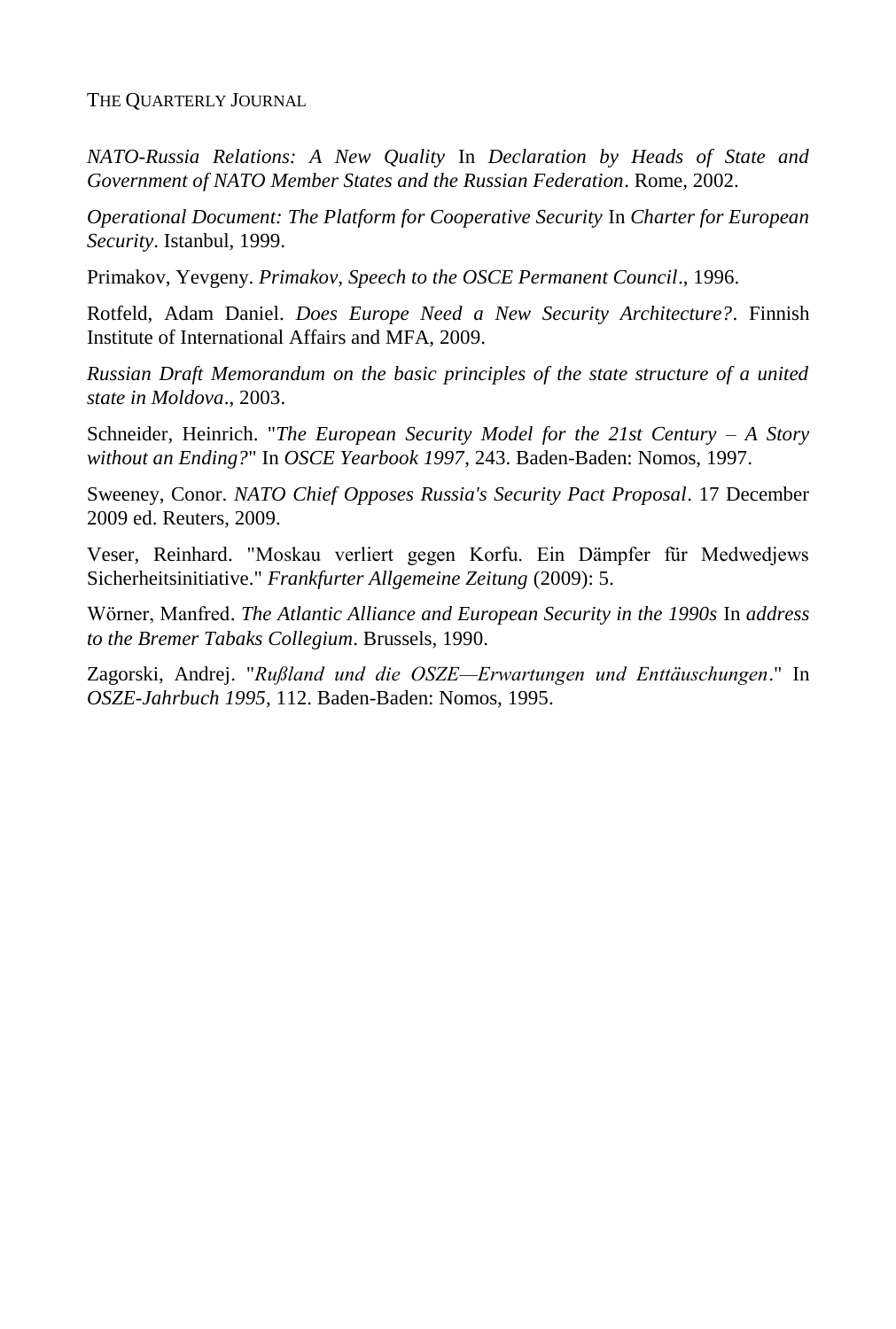*NATO-Russia Relations: A New Quality* In *Declaration by Heads of State and Government of NATO Member States and the Russian Federation*. Rome, 2002.

*Operational Document: The Platform for Cooperative Security* In *Charter for European Security*. Istanbul, 1999.

Primakov, Yevgeny. *Primakov, Speech to the OSCE Permanent Council*., 1996.

Rotfeld, Adam Daniel. *Does Europe Need a New Security Architecture?*. Finnish Institute of International Affairs and MFA, 2009.

*Russian Draft Memorandum on the basic principles of the state structure of a united state in Moldova*., 2003.

Schneider, Heinrich. "*The European Security Model for the 21st Century – A Story without an Ending?*" In *OSCE Yearbook 1997*, 243. Baden-Baden: Nomos, 1997.

Sweeney, Conor. *NATO Chief Opposes Russia's Security Pact Proposal*. 17 December 2009 ed. Reuters, 2009.

Veser, Reinhard. "Moskau verliert gegen Korfu. Ein Dämpfer für Medwedjews Sicherheitsinitiative." *Frankfurter Allgemeine Zeitung* (2009): 5.

Wörner, Manfred. *The Atlantic Alliance and European Security in the 1990s* In *address to the Bremer Tabaks Collegium*. Brussels, 1990.

Zagorski, Andrej. "*Rußland und die OSZE—Erwartungen und Enttäuschungen*." In *OSZE-Jahrbuch 1995*, 112. Baden-Baden: Nomos, 1995.